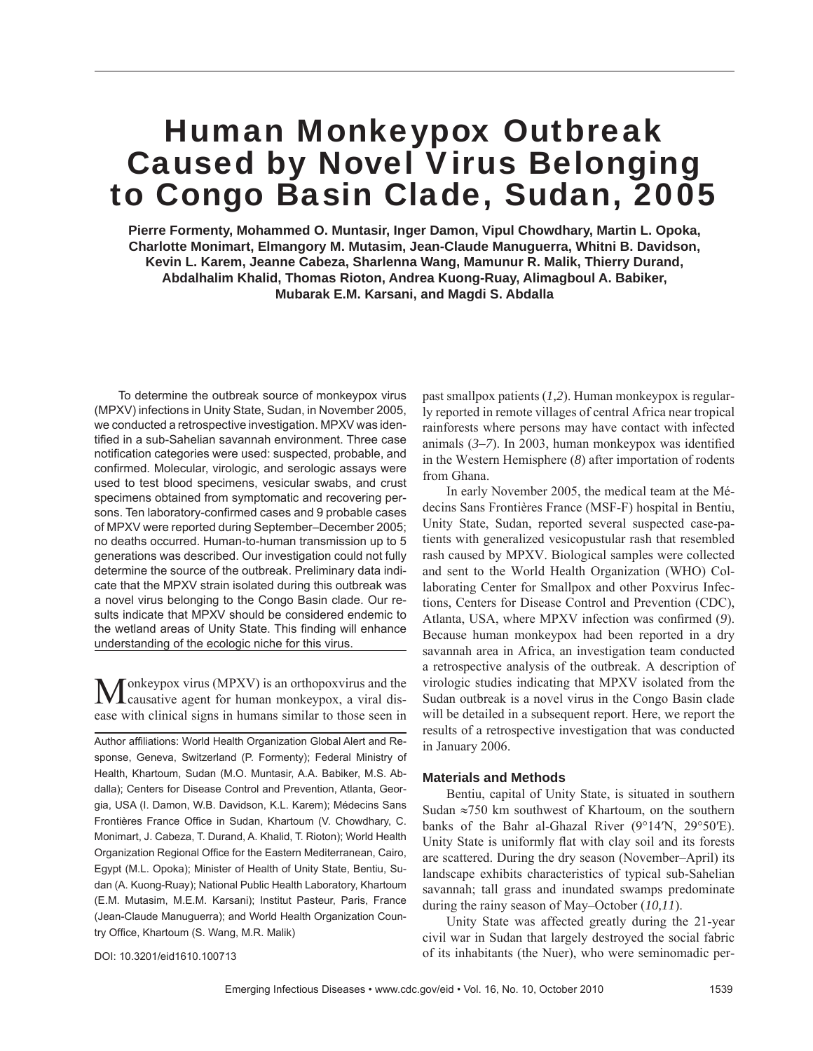# Human Monkeypox Outbreak Caused by Novel Virus Belonging to Congo Basin Clade, Sudan, 2005

**Pierre Formenty, Mohammed O. Muntasir, Inger Damon, Vipul Chowdhary, Martin L. Opoka, Charlotte Monimart, Elmangory M. Mutasim, Jean-Claude Manuguerra, Whitni B. Davidson, Kevin L. Karem, Jeanne Cabeza, Sharlenna Wang, Mamunur R. Malik, Thierry Durand, Abdalhalim Khalid, Thomas Rioton, Andrea Kuong-Ruay, Alimagboul A. Babiker, Mubarak E.M. Karsani, and Magdi S. Abdalla**

To determine the outbreak source of monkeypox virus (MPXV) infections in Unity State, Sudan, in November 2005, we conducted a retrospective investigation. MPXV was identified in a sub-Sahelian savannah environment. Three case notification categories were used: suspected, probable, and confirmed. Molecular, virologic, and serologic assays were used to test blood specimens, vesicular swabs, and crust specimens obtained from symptomatic and recovering persons. Ten laboratory-confirmed cases and 9 probable cases of MPXV were reported during September–December 2005; no deaths occurred. Human-to-human transmission up to 5 generations was described. Our investigation could not fully determine the source of the outbreak. Preliminary data indicate that the MPXV strain isolated during this outbreak was a novel virus belonging to the Congo Basin clade. Our results indicate that MPXV should be considered endemic to the wetland areas of Unity State. This finding will enhance understanding of the ecologic niche for this virus.

Monkeypox virus (MPXV) is an orthopoxvirus and the causative agent for human monkeypox, a viral disease with clinical signs in humans similar to those seen in past smallpox patients (*1,2*). Human monkeypox is regularly reported in remote villages of central Africa near tropical rainforests where persons may have contact with infected animals (*3–7*). In 2003, human monkeypox was identified in the Western Hemisphere (*8*) after importation of rodents from Ghana.

In early November 2005, the medical team at the Médecins Sans Frontières France (MSF-F) hospital in Bentiu, Unity State, Sudan, reported several suspected case-patients with generalized vesicopustular rash that resembled rash caused by MPXV. Biological samples were collected and sent to the World Health Organization (WHO) Collaborating Center for Smallpox and other Poxvirus Infections, Centers for Disease Control and Prevention (CDC), Atlanta, USA, where MPXV infection was confirmed (*9*). Because human monkeypox had been reported in a dry savannah area in Africa, an investigation team conducted a retrospective analysis of the outbreak. A description of virologic studies indicating that MPXV isolated from the Sudan outbreak is a novel virus in the Congo Basin clade will be detailed in a subsequent report. Here, we report the results of a retrospective investigation that was conducted in January 2006.

## Materials and Methods

Bentiu, capital of Unity State, is situated in southern Sudan ≈750 km southwest of Khartoum, on the southern banks of the Bahr al-Ghazal River (9°14′N, 29°50′E). Unity State is uniformly flat with clay soil and its forests are scattered. During the dry season (November–April) its landscape exhibits characteristics of typical sub-Sahelian savannah; tall grass and inundated swamps predominate during the rainy season of May–October (*10,11*).

Unity State was affected greatly during the 21-year civil war in Sudan that largely destroyed the social fabric of its inhabitants (the Nuer), who were seminomadic per-

Author affiliations: World Health Organization Global Alert and Response, Geneva, Switzerland (P. Formenty); Federal Ministry of Health, Khartoum, Sudan (M.O. Muntasir, A.A. Babiker, M.S. Abdalla); Centers for Disease Control and Prevention, Atlanta, Georgia, USA (I. Damon, W.B. Davidson, K.L. Karem); Médecins Sans Frontières France Office in Sudan, Khartoum (V. Chowdhary, C. Monimart, J. Cabeza, T. Durand, A. Khalid, T. Rioton); World Health Organization Regional Office for the Eastern Mediterranean, Cairo, Egypt (M.L. Opoka); Minister of Health of Unity State, Bentiu, Sudan (A. Kuong-Ruay); National Public Health Laboratory, Khartoum (E.M. Mutasim, M.E.M. Karsani); Institut Pasteur, Paris, France (Jean-Claude Manuguerra); and World Health Organization Country Office, Khartoum (S. Wang, M.R. Malik)

DOI: 10.3201/eid1610.100713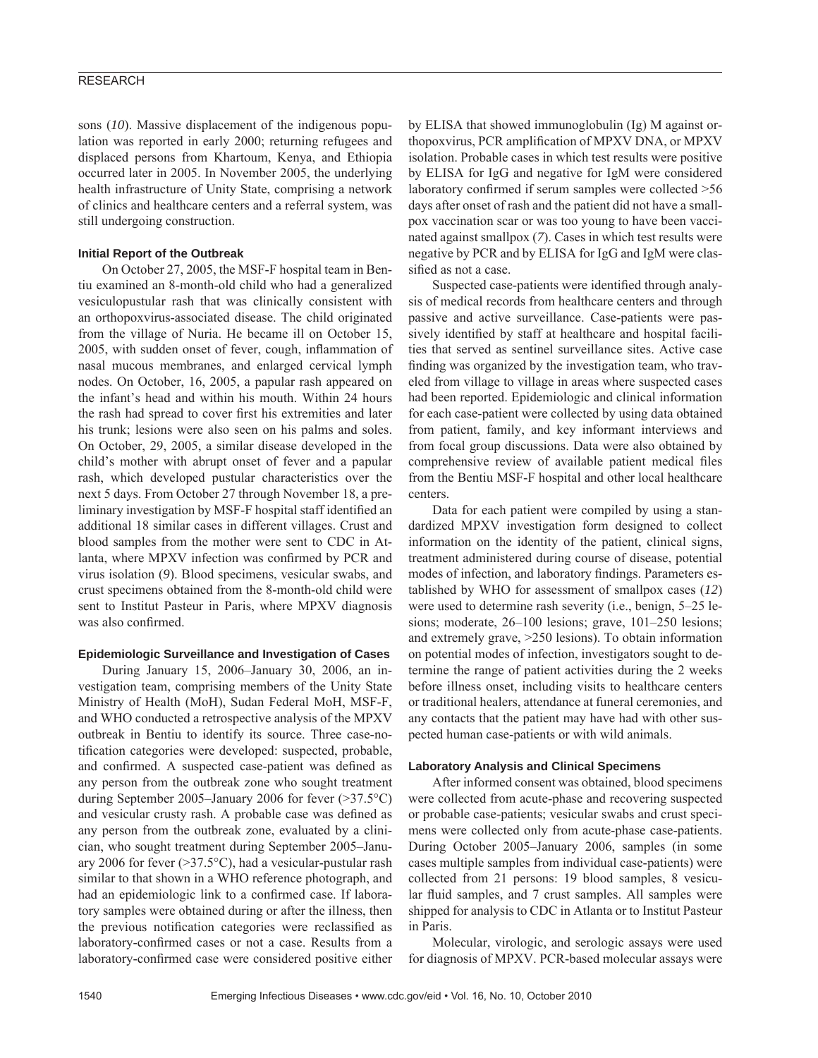sons (*10*). Massive displacement of the indigenous population was reported in early 2000; returning refugees and displaced persons from Khartoum, Kenya, and Ethiopia occurred later in 2005. In November 2005, the underlying health infrastructure of Unity State, comprising a network of clinics and healthcare centers and a referral system, was still undergoing construction.

### Initial Report of the Outbreak

On October 27, 2005, the MSF-F hospital team in Bentiu examined an 8-month-old child who had a generalized vesiculopustular rash that was clinically consistent with an orthopoxvirus-associated disease. The child originated from the village of Nuria. He became ill on October 15, 2005, with sudden onset of fever, cough, inflammation of nasal mucous membranes, and enlarged cervical lymph nodes. On October, 16, 2005, a papular rash appeared on the infant's head and within his mouth. Within 24 hours the rash had spread to cover first his extremities and later his trunk; lesions were also seen on his palms and soles. On October, 29, 2005, a similar disease developed in the child's mother with abrupt onset of fever and a papular rash, which developed pustular characteristics over the next 5 days. From October 27 through November 18, a preliminary investigation by MSF-F hospital staff identified an additional 18 similar cases in different villages. Crust and blood samples from the mother were sent to CDC in Atlanta, where MPXV infection was confirmed by PCR and virus isolation (*9*). Blood specimens, vesicular swabs, and crust specimens obtained from the 8-month-old child were sent to Institut Pasteur in Paris, where MPXV diagnosis was also confirmed.

### Epidemiologic Surveillance and Investigation of Cases

During January 15, 2006–January 30, 2006, an investigation team, comprising members of the Unity State Ministry of Health (MoH), Sudan Federal MoH, MSF-F, and WHO conducted a retrospective analysis of the MPXV outbreak in Bentiu to identify its source. Three case-notification categories were developed: suspected, probable, and confirmed. A suspected case-patient was defined as any person from the outbreak zone who sought treatment during September 2005–January 2006 for fever (>37.5°C) and vesicular crusty rash. A probable case was defined as any person from the outbreak zone, evaluated by a clinician, who sought treatment during September 2005–January 2006 for fever (>37.5°C), had a vesicular-pustular rash similar to that shown in a WHO reference photograph, and had an epidemiologic link to a confirmed case. If laboratory samples were obtained during or after the illness, then the previous notification categories were reclassified as laboratory-confirmed cases or not a case. Results from a laboratory-confirmed case were considered positive either by ELISA that showed immunoglobulin (Ig) M against orthopoxvirus, PCR amplification of MPXV DNA, or MPXV isolation. Probable cases in which test results were positive by ELISA for IgG and negative for IgM were considered laboratory confirmed if serum samples were collected >56 days after onset of rash and the patient did not have a smallpox vaccination scar or was too young to have been vaccinated against smallpox (*7*). Cases in which test results were negative by PCR and by ELISA for IgG and IgM were classified as not a case.

Suspected case-patients were identified through analysis of medical records from healthcare centers and through passive and active surveillance. Case-patients were passively identified by staff at healthcare and hospital facilities that served as sentinel surveillance sites. Active case finding was organized by the investigation team, who traveled from village to village in areas where suspected cases had been reported. Epidemiologic and clinical information for each case-patient were collected by using data obtained from patient, family, and key informant interviews and from focal group discussions. Data were also obtained by comprehensive review of available patient medical files from the Bentiu MSF-F hospital and other local healthcare centers.

Data for each patient were compiled by using a standardized MPXV investigation form designed to collect information on the identity of the patient, clinical signs, treatment administered during course of disease, potential modes of infection, and laboratory findings. Parameters established by WHO for assessment of smallpox cases (*12*) were used to determine rash severity (i.e., benign, 5–25 lesions; moderate, 26–100 lesions; grave, 101–250 lesions; and extremely grave, >250 lesions). To obtain information on potential modes of infection, investigators sought to determine the range of patient activities during the 2 weeks before illness onset, including visits to healthcare centers or traditional healers, attendance at funeral ceremonies, and any contacts that the patient may have had with other suspected human case-patients or with wild animals.

### Laboratory Analysis and Clinical Specimens

After informed consent was obtained, blood specimens were collected from acute-phase and recovering suspected or probable case-patients; vesicular swabs and crust specimens were collected only from acute-phase case-patients. During October 2005–January 2006, samples (in some cases multiple samples from individual case-patients) were collected from 21 persons: 19 blood samples, 8 vesicular fluid samples, and 7 crust samples. All samples were shipped for analysis to CDC in Atlanta or to Institut Pasteur in Paris.

Molecular, virologic, and serologic assays were used for diagnosis of MPXV. PCR-based molecular assays were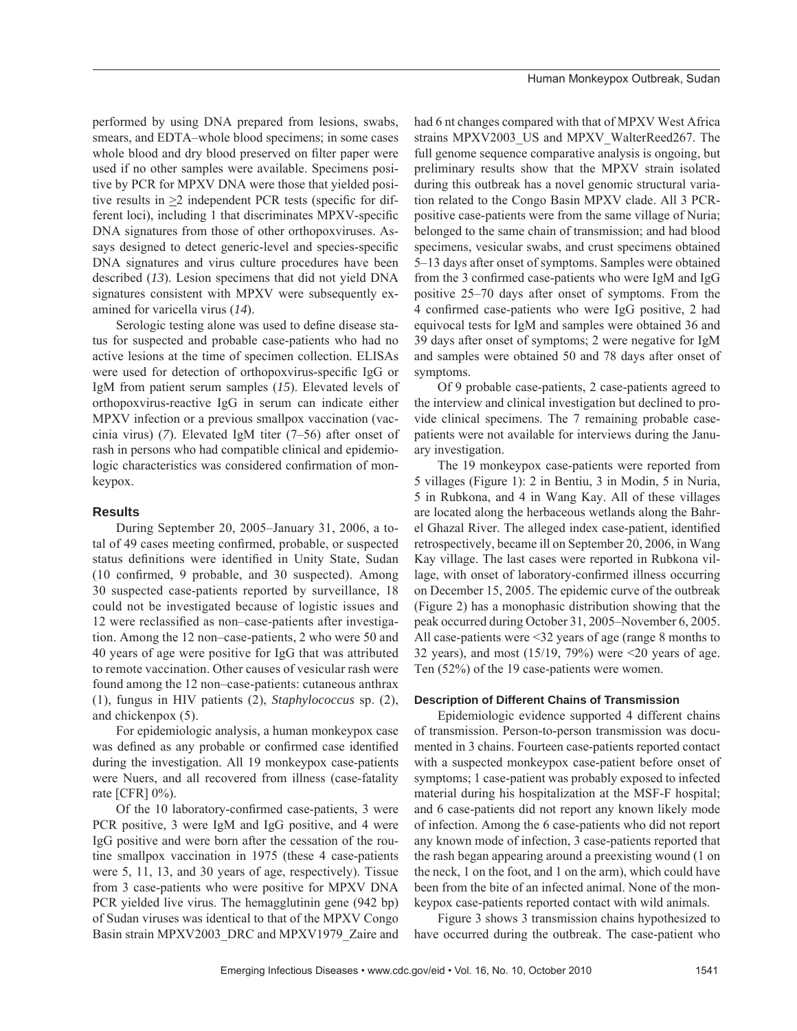performed by using DNA prepared from lesions, swabs, smears, and EDTA–whole blood specimens; in some cases whole blood and dry blood preserved on filter paper were used if no other samples were available. Specimens positive by PCR for MPXV DNA were those that yielded positive results in ≥2 independent PCR tests (specific for different loci), including 1 that discriminates MPXV-specific DNA signatures from those of other orthopoxviruses. Assays designed to detect generic-level and species-specific DNA signatures and virus culture procedures have been described (*13*). Lesion specimens that did not yield DNA signatures consistent with MPXV were subsequently examined for varicella virus (*14*).

Serologic testing alone was used to define disease status for suspected and probable case-patients who had no active lesions at the time of specimen collection. ELISAs were used for detection of orthopoxvirus-specific IgG or IgM from patient serum samples (*15*). Elevated levels of orthopoxvirus-reactive IgG in serum can indicate either MPXV infection or a previous smallpox vaccination (vaccinia virus) (*7*). Elevated IgM titer (7–56) after onset of rash in persons who had compatible clinical and epidemiologic characteristics was considered confirmation of monkeypox.

## Results

During September 20, 2005–January 31, 2006, a total of 49 cases meeting confirmed, probable, or suspected status definitions were identified in Unity State, Sudan (10 confirmed, 9 probable, and 30 suspected). Among 30 suspected case-patients reported by surveillance, 18 could not be investigated because of logistic issues and 12 were reclassified as non–case-patients after investigation. Among the 12 non–case-patients, 2 who were 50 and 40 years of age were positive for IgG that was attributed to remote vaccination. Other causes of vesicular rash were found among the 12 non–case-patients: cutaneous anthrax (1), fungus in HIV patients (2), *Staphylococcus* sp. (2), and chickenpox (5).

For epidemiologic analysis, a human monkeypox case was defined as any probable or confirmed case identified during the investigation. All 19 monkeypox case-patients were Nuers, and all recovered from illness (case-fatality rate [CFR] 0%).

Of the 10 laboratory-confirmed case-patients, 3 were PCR positive, 3 were IgM and IgG positive, and 4 were IgG positive and were born after the cessation of the routine smallpox vaccination in 1975 (these 4 case-patients were 5, 11, 13, and 30 years of age, respectively). Tissue from 3 case-patients who were positive for MPXV DNA PCR yielded live virus. The hemagglutinin gene (942 bp) of Sudan viruses was identical to that of the MPXV Congo Basin strain MPXV2003_DRC and MPXV1979_Zaire and had 6 nt changes compared with that of MPXV West Africa strains MPXV2003_US and MPXV_WalterReed267. The full genome sequence comparative analysis is ongoing, but preliminary results show that the MPXV strain isolated during this outbreak has a novel genomic structural variation related to the Congo Basin MPXV clade. All 3 PCR-positive case-patients were from the same village of Nuria; belonged to the same chain of transmission; and had blood specimens, vesicular swabs, and crust specimens obtained 5–13 days after onset of symptoms. Samples were obtained from the 3 confirmed case-patients who were IgM and IgG positive 25–70 days after onset of symptoms. From the 4 confirmed case-patients who were IgG positive, 2 had equivocal tests for IgM and samples were obtained 36 and 39 days after onset of symptoms; 2 were negative for IgM and samples were obtained 50 and 78 days after onset of symptoms.

Of 9 probable case-patients, 2 case-patients agreed to the interview and clinical investigation but declined to provide clinical specimens. The 7 remaining probable case-patients were not available for interviews during the January investigation.

The 19 monkeypox case-patients were reported from 5 villages (Figure 1): 2 in Bentiu, 3 in Modin, 5 in Nuria, 5 in Rubkona, and 4 in Wang Kay. All of these villages are located along the herbaceous wetlands along the Bahr-el Ghazal River. The alleged index case-patient, identified retrospectively, became ill on September 20, 2006, in Wang Kay village. The last cases were reported in Rubkona village, with onset of laboratory-confirmed illness occurring on December 15, 2005. The epidemic curve of the outbreak (Figure 2) has a monophasic distribution showing that the peak occurred during October 31, 2005–November 6, 2005. All case-patients were <32 years of age (range 8 months to 32 years), and most (15/19, 79%) were <20 years of age. Ten (52%) of the 19 case-patients were women.

### Description of Different Chains of Transmission

Epidemiologic evidence supported 4 different chains of transmission. Person-to-person transmission was documented in 3 chains. Fourteen case-patients reported contact with a suspected monkeypox case-patient before onset of symptoms; 1 case-patient was probably exposed to infected material during his hospitalization at the MSF-F hospital; and 6 case-patients did not report any known likely mode of infection. Among the 6 case-patients who did not report any known mode of infection, 3 case-patients reported that the rash began appearing around a preexisting wound (1 on the neck, 1 on the foot, and 1 on the arm), which could have been from the bite of an infected animal. None of the monkeypox case-patients reported contact with wild animals.

Figure 3 shows 3 transmission chains hypothesized to have occurred during the outbreak. The case-patient who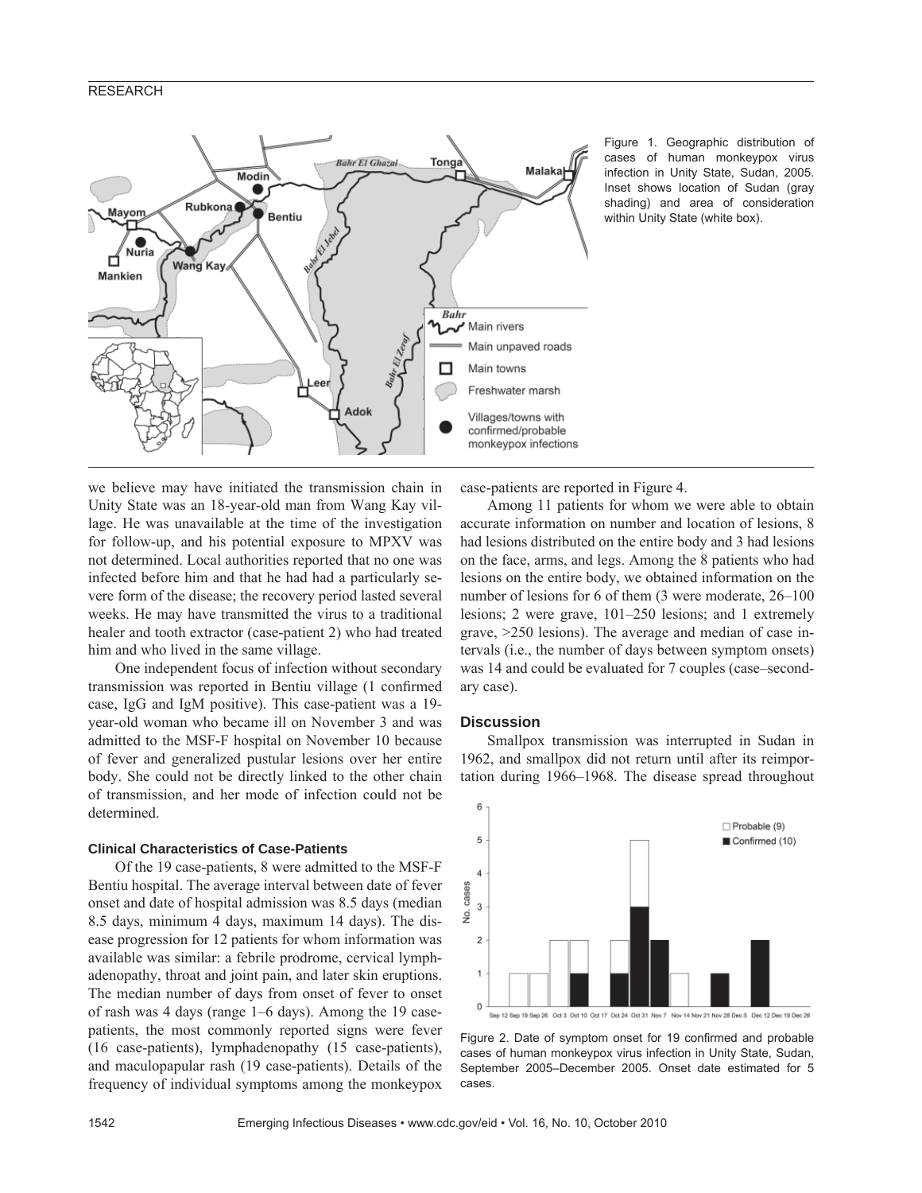Figure 1. Geographic distribution of cases of human monkeypox virus infection in Unity State, Sudan, 2005. Inset shows location of Sudan (gray shading) and area of consideration within Unity State (white box).

we believe may have initiated the transmission chain in Unity State was an 18-year-old man from Wang Kay village. He was unavailable at the time of the investigation for follow-up, and his potential exposure to MPXV was not determined. Local authorities reported that no one was infected before him and that he had had a particularly severe form of the disease; the recovery period lasted several weeks. He may have transmitted the virus to a traditional healer and tooth extractor (case-patient 2) who had treated him and who lived in the same village.

One independent focus of infection without secondary transmission was reported in Bentiu village (1 confirmed case, IgG and IgM positive). This case-patient was a 19-year-old woman who became ill on November 3 and was admitted to the MSF-F hospital on November 10 because of fever and generalized pustular lesions over her entire body. She could not be directly linked to the other chain of transmission, and her mode of infection could not be determined.

### Clinical Characteristics of Case-Patients

Of the 19 case-patients, 8 were admitted to the MSF-F Bentiu hospital. The average interval between date of fever onset and date of hospital admission was 8.5 days (median 8.5 days, minimum 4 days, maximum 14 days). The disease progression for 12 patients for whom information was available was similar: a febrile prodrome, cervical lymphadenopathy, throat and joint pain, and later skin eruptions. The median number of days from onset of fever to onset of rash was 4 days (range 1–6 days). Among the 19 case-patients, the most commonly reported signs were fever (16 case-patients), lymphadenopathy (15 case-patients), and maculopapular rash (19 case-patients). Details of the frequency of individual symptoms among the monkeypox case-patients are reported in Figure 4.

Among 11 patients for whom we were able to obtain accurate information on number and location of lesions, 8 had lesions distributed on the entire body and 3 had lesions on the face, arms, and legs. Among the 8 patients who had lesions on the entire body, we obtained information on the number of lesions for 6 of them (3 were moderate, 26–100 lesions; 2 were grave, 101–250 lesions; and 1 extremely grave, >250 lesions). The average and median of case intervals (i.e., the number of days between symptom onsets) was 14 and could be evaluated for 7 couples (case–secondary case).

## Discussion

Smallpox transmission was interrupted in Sudan in 1962, and smallpox did not return until after its reimportation during 1966–1968. The disease spread throughout

Figure 2. Date of symptom onset for 19 confirmed and probable cases of human monkeypox virus infection in Unity State, Sudan, September 2005–December 2005. Onset date estimated for 5 cases.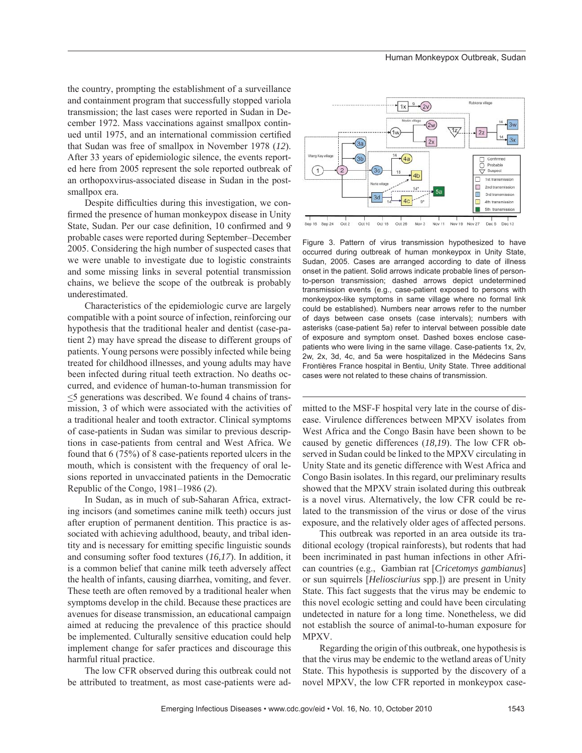the country, prompting the establishment of a surveillance and containment program that successfully stopped variola transmission; the last cases were reported in Sudan in December 1972. Mass vaccinations against smallpox continued until 1975, and an international commission certified that Sudan was free of smallpox in November 1978 (*12*). After 33 years of epidemiologic silence, the events reported here from 2005 represent the sole reported outbreak of an orthopoxvirus-associated disease in Sudan in the post-smallpox era.

Despite difficulties during this investigation, we confirmed the presence of human monkeypox disease in Unity State, Sudan. Per our case definition, 10 confirmed and 9 probable cases were reported during September–December 2005. Considering the high number of suspected cases that we were unable to investigate due to logistic constraints and some missing links in several potential transmission chains, we believe the scope of the outbreak is probably underestimated.

Characteristics of the epidemiologic curve are largely compatible with a point source of infection, reinforcing our hypothesis that the traditional healer and dentist (case-patient 2) may have spread the disease to different groups of patients. Young persons were possibly infected while being treated for childhood illnesses, and young adults may have been infected during ritual teeth extraction. No deaths occurred, and evidence of human-to-human transmission for ≤5 generations was described. We found 4 chains of transmission, 3 of which were associated with the activities of a traditional healer and tooth extractor. Clinical symptoms of case-patients in Sudan was similar to previous descriptions in case-patients from central and West Africa. We found that 6 (75%) of 8 case-patients reported ulcers in the mouth, which is consistent with the frequency of oral lesions reported in unvaccinated patients in the Democratic Republic of the Congo, 1981–1986 (*2*).

In Sudan, as in much of sub-Saharan Africa, extracting incisors (and sometimes canine milk teeth) occurs just after eruption of permanent dentition. This practice is associated with achieving adulthood, beauty, and tribal identity and is necessary for emitting specific linguistic sounds and consuming softer food textures (*16,17*). In addition, it is a common belief that canine milk teeth adversely affect the health of infants, causing diarrhea, vomiting, and fever. These teeth are often removed by a traditional healer when symptoms develop in the child. Because these practices are avenues for disease transmission, an educational campaign aimed at reducing the prevalence of this practice should be implemented. Culturally sensitive education could help implement change for safer practices and discourage this harmful ritual practice.

The low CFR observed during this outbreak could not be attributed to treatment, as most case-patients were admitted to the MSF-F hospital very late in the course of disease. Virulence differences between MPXV isolates from West Africa and the Congo Basin have been shown to be caused by genetic differences (*18,19*). The low CFR observed in Sudan could be linked to the MPXV circulating in Unity State and its genetic difference with West Africa and Congo Basin isolates. In this regard, our preliminary results showed that the MPXV strain isolated during this outbreak is a novel virus. Alternatively, the low CFR could be related to the transmission of the virus or dose of the virus exposure, and the relatively older ages of affected persons.

This outbreak was reported in an area outside its traditional ecology (tropical rainforests), but rodents that had been incriminated in past human infections in other African countries (e.g., Gambian rat [*Cricetomys gambianus*] or sun squirrels [*Heliosciurius* spp.]) are present in Unity State. This fact suggests that the virus may be endemic to this novel ecologic setting and could have been circulating undetected in nature for a long time. Nonetheless, we did not establish the source of animal-to-human exposure for MPXV.

Regarding the origin of this outbreak, one hypothesis is that the virus may be endemic to the wetland areas of Unity State. This hypothesis is supported by the discovery of a novel MPXV, the low CFR reported in monkeypox case-

Figure 3. Pattern of virus transmission hypothesized to have occurred during outbreak of human monkeypox in Unity State, Sudan, 2005. Cases are arranged according to date of illness onset in the patient. Solid arrows indicate probable lines of person-to-person transmission; dashed arrows depict undetermined transmission events (e.g., case-patient exposed to persons with monkeypox-like symptoms in same village where no formal link could be established). Numbers near arrows refer to the number of days between case onsets (case intervals); numbers with asterisks (case-patient 5a) refer to interval between possible date of exposure and symptom onset. Dashed boxes enclose case-patients who were living in the same village. Case-patients 1x, 2v, 2w, 2x, 3d, 4c, and 5a were hospitalized in the Médecins Sans Frontières France hospital in Bentiu, Unity State. Three additional cases were not related to these chains of transmission.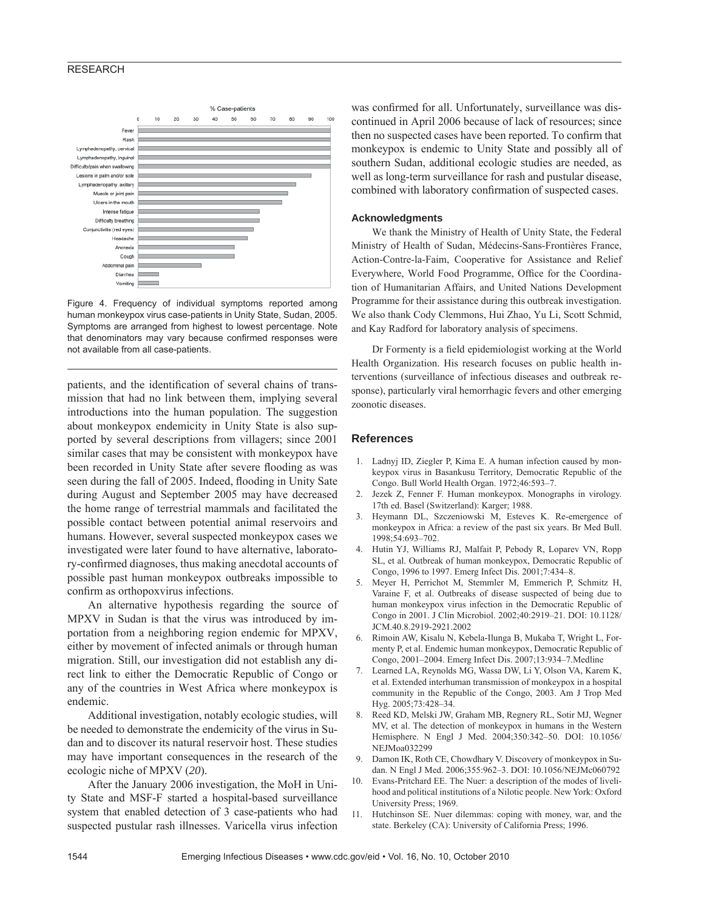Figure 4. Frequency of individual symptoms reported among human monkeypox virus case-patients in Unity State, Sudan, 2005. Symptoms are arranged from highest to lowest percentage. Note that denominators may vary because confirmed responses were not available from all case-patients.

patients, and the identification of several chains of transmission that had no link between them, implying several introductions into the human population. The suggestion about monkeypox endemicity in Unity State is also supported by several descriptions from villagers; since 2001 similar cases that may be consistent with monkeypox have been recorded in Unity State after severe flooding as was seen during the fall of 2005. Indeed, flooding in Unity Sate during August and September 2005 may have decreased the home range of terrestrial mammals and facilitated the possible contact between potential animal reservoirs and humans. However, several suspected monkeypox cases we investigated were later found to have alternative, laboratory-confirmed diagnoses, thus making anecdotal accounts of possible past human monkeypox outbreaks impossible to confirm as orthopoxvirus infections.

An alternative hypothesis regarding the source of MPXV in Sudan is that the virus was introduced by importation from a neighboring region endemic for MPXV, either by movement of infected animals or through human migration. Still, our investigation did not establish any direct link to either the Democratic Republic of Congo or any of the countries in West Africa where monkeypox is endemic.

Additional investigation, notably ecologic studies, will be needed to demonstrate the endemicity of the virus in Sudan and to discover its natural reservoir host. These studies may have important consequences in the research of the ecologic niche of MPXV (*20*).

After the January 2006 investigation, the MoH in Unity State and MSF-F started a hospital-based surveillance system that enabled detection of 3 case-patients who had suspected pustular rash illnesses. Varicella virus infection was confirmed for all. Unfortunately, surveillance was discontinued in April 2006 because of lack of resources; since then no suspected cases have been reported. To confirm that monkeypox is endemic to Unity State and possibly all of southern Sudan, additional ecologic studies are needed, as well as long-term surveillance for rash and pustular disease, combined with laboratory confirmation of suspected cases.

### Acknowledgments

We thank the Ministry of Health of Unity State, the Federal Ministry of Health of Sudan, Médecins-Sans-Frontières France, Action-Contre-la-Faim, Cooperative for Assistance and Relief Everywhere, World Food Programme, Office for the Coordination of Humanitarian Affairs, and United Nations Development Programme for their assistance during this outbreak investigation. We also thank Cody Clemmons, Hui Zhao, Yu Li, Scott Schmid, and Kay Radford for laboratory analysis of specimens.

Dr Formenty is a field epidemiologist working at the World Health Organization. His research focuses on public health interventions (surveillance of infectious diseases and outbreak response), particularly viral hemorrhagic fevers and other emerging zoonotic diseases.

## References

1. Ladnyj ID, Ziegler P, Kima E. A human infection caused by monkeypox virus in Basankusu Territory, Democratic Republic of the Congo. Bull World Health Organ. 1972;46:593–7.
2. Jezek Z, Fenner F. Human monkeypox. Monographs in virology. 17th ed. Basel (Switzerland): Karger; 1988.
3. Heymann DL, Szczeniowski M, Esteves K. Re-emergence of monkeypox in Africa: a review of the past six years. Br Med Bull. 1998;54:693–702.
4. Hutin YJ, Williams RJ, Malfait P, Pebody R, Loparev VN, Ropp SL, et al. Outbreak of human monkeypox, Democratic Republic of Congo, 1996 to 1997. Emerg Infect Dis. 2001;7:434–8.
5. Meyer H, Perrichot M, Stemmler M, Emmerich P, Schmitz H, Varaine F, et al. Outbreaks of disease suspected of being due to human monkeypox virus infection in the Democratic Republic of Congo in 2001. J Clin Microbiol. 2002;40:2919–21. DOI: 10.1128/JCM.40.8.2919-2921.2002
6. Rimoin AW, Kisalu N, Kebela-Ilunga B, Mukaba T, Wright L, Formenty P, et al. Endemic human monkeypox, Democratic Republic of Congo, 2001–2004. Emerg Infect Dis. 2007;13:934–7.Medline
7. Learned LA, Reynolds MG, Wassa DW, Li Y, Olson VA, Karem K, et al. Extended interhuman transmission of monkeypox in a hospital community in the Republic of the Congo, 2003. Am J Trop Med Hyg. 2005;73:428–34.
8. Reed KD, Melski JW, Graham MB, Regnery RL, Sotir MJ, Wegner MV, et al. The detection of monkeypox in humans in the Western Hemisphere. N Engl J Med. 2004;350:342–50. DOI: 10.1056/NEJMoa032299
9. Damon IK, Roth CE, Chowdhary V. Discovery of monkeypox in Sudan. N Engl J Med. 2006;355:962–3. DOI: 10.1056/NEJMc060792
10. Evans-Pritchard EE. The Nuer: a description of the modes of livelihood and political institutions of a Nilotic people. New York: Oxford University Press; 1969.
11. Hutchinson SE. Nuer dilemmas: coping with money, war, and the state. Berkeley (CA): University of California Press; 1996.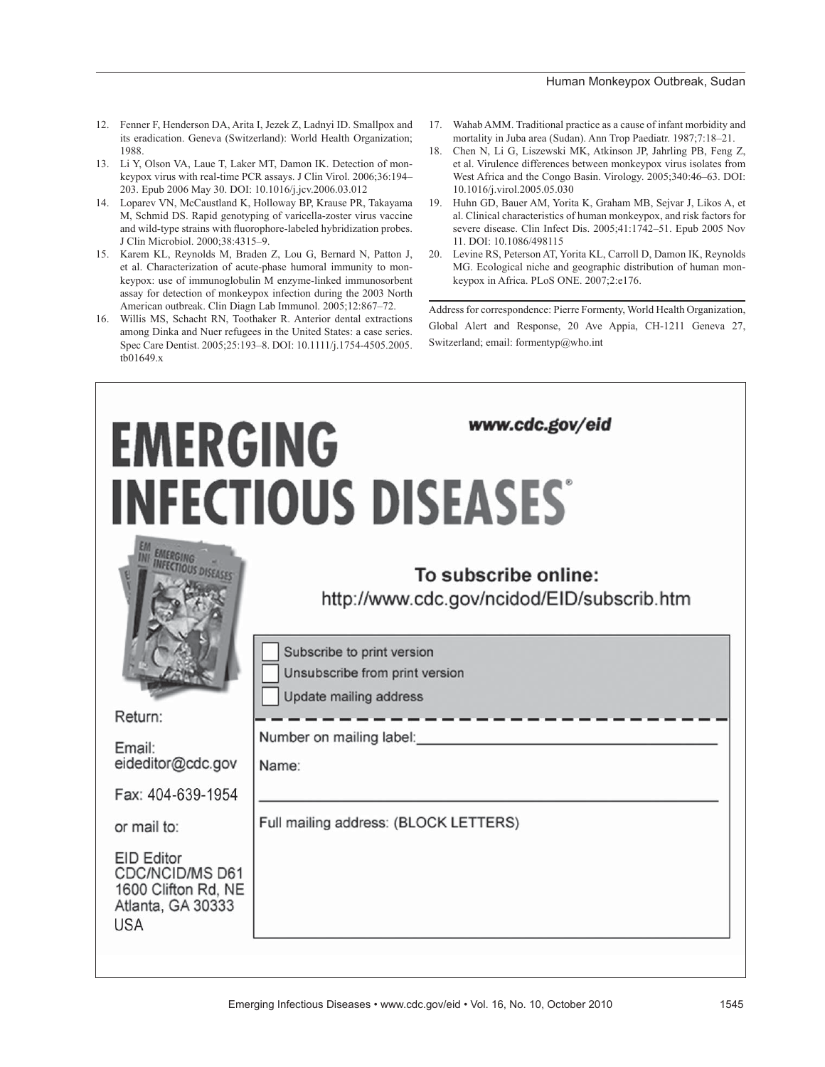12. Fenner F, Henderson DA, Arita I, Jezek Z, Ladnyi ID. Smallpox and its eradication. Geneva (Switzerland): World Health Organization; 1988.
13. Li Y, Olson VA, Laue T, Laker MT, Damon IK. Detection of monkeypox virus with real-time PCR assays. J Clin Virol. 2006;36:194–203. Epub 2006 May 30. DOI: 10.1016/j.jcv.2006.03.012
14. Loparev VN, McCaustland K, Holloway BP, Krause PR, Takayama M, Schmid DS. Rapid genotyping of varicella-zoster virus vaccine and wild-type strains with fluorophore-labeled hybridization probes. J Clin Microbiol. 2000;38:4315–9.
15. Karem KL, Reynolds M, Braden Z, Lou G, Bernard N, Patton J, et al. Characterization of acute-phase humoral immunity to monkeypox: use of immunoglobulin M enzyme-linked immunosorbent assay for detection of monkeypox infection during the 2003 North American outbreak. Clin Diagn Lab Immunol. 2005;12:867–72.
16. Willis MS, Schacht RN, Toothaker R. Anterior dental extractions among Dinka and Nuer refugees in the United States: a case series. Spec Care Dentist. 2005;25:193–8. DOI: 10.1111/j.1754-4505.2005.tb01649.x
17. Wahab AMM. Traditional practice as a cause of infant morbidity and mortality in Juba area (Sudan). Ann Trop Paediatr. 1987;7:18–21.
18. Chen N, Li G, Liszewski MK, Atkinson JP, Jahrling PB, Feng Z, et al. Virulence differences between monkeypox virus isolates from West Africa and the Congo Basin. Virology. 2005;340:46–63. DOI: 10.1016/j.virol.2005.05.030
19. Huhn GD, Bauer AM, Yorita K, Graham MB, Sejvar J, Likos A, et al. Clinical characteristics of human monkeypox, and risk factors for severe disease. Clin Infect Dis. 2005;41:1742–51. Epub 2005 Nov 11. DOI: 10.1086/498115
20. Levine RS, Peterson AT, Yorita KL, Carroll D, Damon IK, Reynolds MG. Ecological niche and geographic distribution of human monkeypox in Africa. PLoS ONE. 2007;2:e176.

Address for correspondence: Pierre Formenty, World Health Organization, Global Alert and Response, 20 Ave Appia, CH-1211 Geneva 27, Switzerland; email: formentyp@who.int

# EMERGING INFECTIOUS DISEASES®

www.cdc.gov/eid

**To subscribe online:**
http://www.cdc.gov/ncidod/EID/subscrib.htm

- [ ] Subscribe to print version
- [ ] Unsubscribe from print version
- [ ] Update mailing address

Number on mailing label:\_\_\_\_\_\_\_\_\_\_\_\_\_\_\_\_\_\_\_\_\_\_\_\_\_\_\_\_\_\_

Name:

\_\_\_\_\_\_\_\_\_\_\_\_\_\_\_\_\_\_\_\_\_\_\_\_\_\_\_\_\_\_\_\_\_\_\_\_\_\_\_\_\_\_\_\_\_\_\_\_

Full mailing address: (BLOCK LETTERS)

Return:

Email:
eideditor@cdc.gov

Fax: 404-639-1954

or mail to:

EID Editor
CDC/NCID/MS D61
1600 Clifton Rd, NE
Atlanta, GA 30333
USA